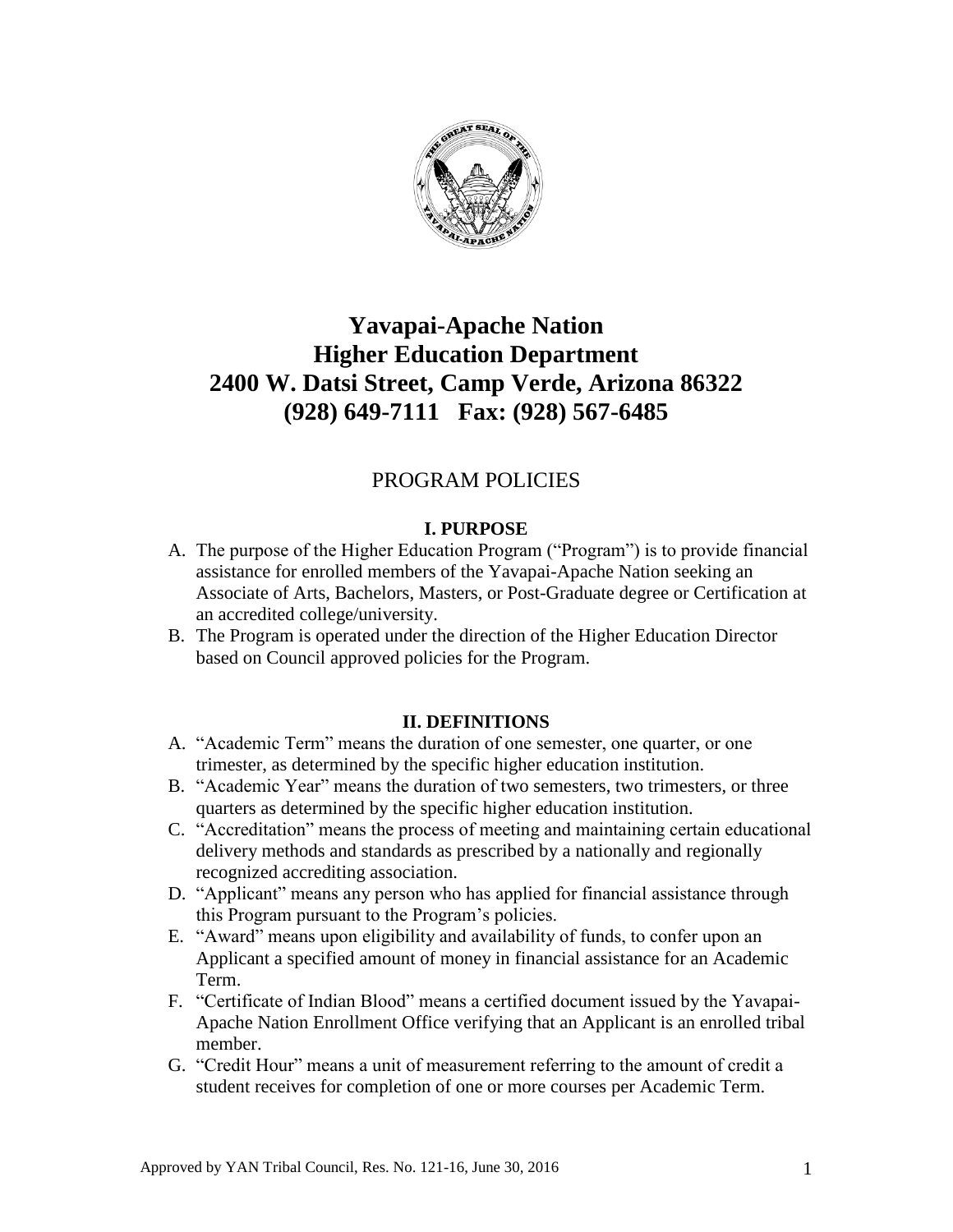# Yavapai-Apache Nation
# Higher Education Department
# 2400 W. Datsi Street, Camp Verde, Arizona 86322
# (928) 649-7111 Fax: (928) 567-6485

## PROGRAM POLICIES

### I. PURPOSE

A. The purpose of the Higher Education Program ("Program") is to provide financial assistance for enrolled members of the Yavapai-Apache Nation seeking an Associate of Arts, Bachelors, Masters, or Post-Graduate degree or Certification at an accredited college/university.

B. The Program is operated under the direction of the Higher Education Director based on Council approved policies for the Program.

### II. DEFINITIONS

A. "Academic Term" means the duration of one semester, one quarter, or one trimester, as determined by the specific higher education institution.

B. "Academic Year" means the duration of two semesters, two trimesters, or three quarters as determined by the specific higher education institution.

C. "Accreditation" means the process of meeting and maintaining certain educational delivery methods and standards as prescribed by a nationally and regionally recognized accrediting association.

D. "Applicant" means any person who has applied for financial assistance through this Program pursuant to the Program's policies.

E. "Award" means upon eligibility and availability of funds, to confer upon an Applicant a specified amount of money in financial assistance for an Academic Term.

F. "Certificate of Indian Blood" means a certified document issued by the Yavapai-Apache Nation Enrollment Office verifying that an Applicant is an enrolled tribal member.

G. "Credit Hour" means a unit of measurement referring to the amount of credit a student receives for completion of one or more courses per Academic Term.

Approved by YAN Tribal Council, Res. No. 121-16, June 30, 2016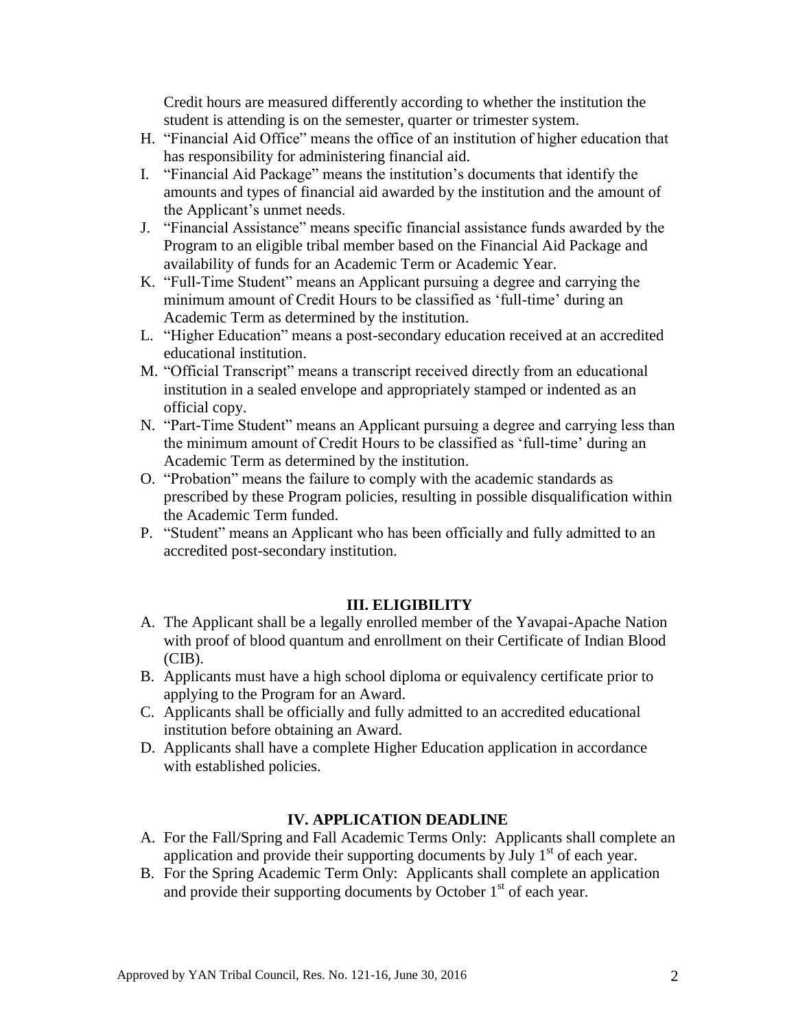Credit hours are measured differently according to whether the institution the student is attending is on the semester, quarter or trimester system.

H. "Financial Aid Office" means the office of an institution of higher education that has responsibility for administering financial aid.
I. "Financial Aid Package" means the institution's documents that identify the amounts and types of financial aid awarded by the institution and the amount of the Applicant's unmet needs.
J. "Financial Assistance" means specific financial assistance funds awarded by the Program to an eligible tribal member based on the Financial Aid Package and availability of funds for an Academic Term or Academic Year.
K. "Full-Time Student" means an Applicant pursuing a degree and carrying the minimum amount of Credit Hours to be classified as 'full-time' during an Academic Term as determined by the institution.
L. "Higher Education" means a post-secondary education received at an accredited educational institution.
M. "Official Transcript" means a transcript received directly from an educational institution in a sealed envelope and appropriately stamped or indented as an official copy.
N. "Part-Time Student" means an Applicant pursuing a degree and carrying less than the minimum amount of Credit Hours to be classified as 'full-time' during an Academic Term as determined by the institution.
O. "Probation" means the failure to comply with the academic standards as prescribed by these Program policies, resulting in possible disqualification within the Academic Term funded.
P. "Student" means an Applicant who has been officially and fully admitted to an accredited post-secondary institution.

## III. ELIGIBILITY

A. The Applicant shall be a legally enrolled member of the Yavapai-Apache Nation with proof of blood quantum and enrollment on their Certificate of Indian Blood (CIB).
B. Applicants must have a high school diploma or equivalency certificate prior to applying to the Program for an Award.
C. Applicants shall be officially and fully admitted to an accredited educational institution before obtaining an Award.
D. Applicants shall have a complete Higher Education application in accordance with established policies.

## IV. APPLICATION DEADLINE

A. For the Fall/Spring and Fall Academic Terms Only: Applicants shall complete an application and provide their supporting documents by July 1st of each year.
B. For the Spring Academic Term Only: Applicants shall complete an application and provide their supporting documents by October 1st of each year.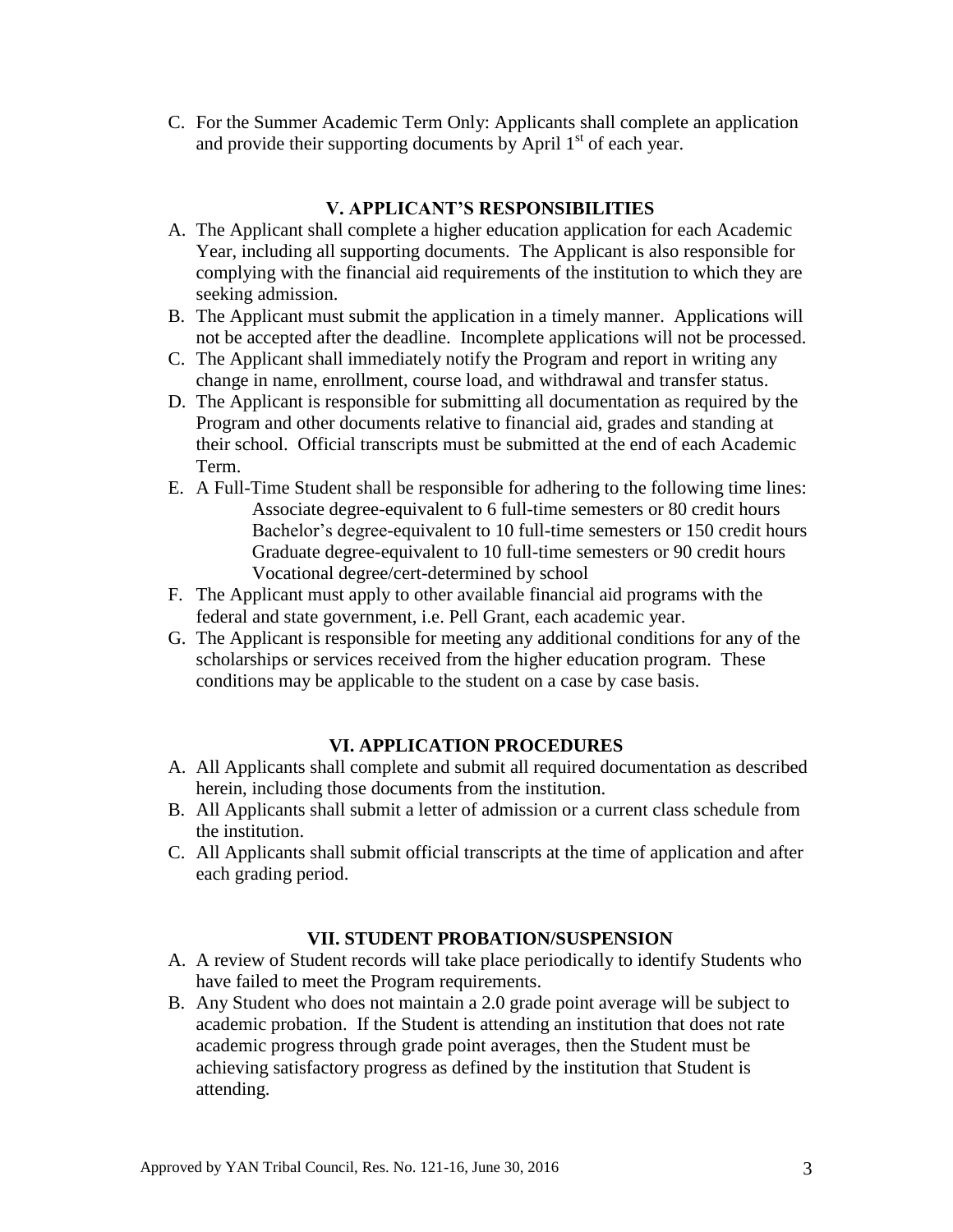C. For the Summer Academic Term Only: Applicants shall complete an application and provide their supporting documents by April 1st of each year.

## V. APPLICANT'S RESPONSIBILITIES

A. The Applicant shall complete a higher education application for each Academic Year, including all supporting documents. The Applicant is also responsible for complying with the financial aid requirements of the institution to which they are seeking admission.

B. The Applicant must submit the application in a timely manner. Applications will not be accepted after the deadline. Incomplete applications will not be processed.

C. The Applicant shall immediately notify the Program and report in writing any change in name, enrollment, course load, and withdrawal and transfer status.

D. The Applicant is responsible for submitting all documentation as required by the Program and other documents relative to financial aid, grades and standing at their school. Official transcripts must be submitted at the end of each Academic Term.

E. A Full-Time Student shall be responsible for adhering to the following time lines:
   - Associate degree-equivalent to 6 full-time semesters or 80 credit hours
   - Bachelor's degree-equivalent to 10 full-time semesters or 150 credit hours
   - Graduate degree-equivalent to 10 full-time semesters or 90 credit hours
   - Vocational degree/cert-determined by school

F. The Applicant must apply to other available financial aid programs with the federal and state government, i.e. Pell Grant, each academic year.

G. The Applicant is responsible for meeting any additional conditions for any of the scholarships or services received from the higher education program. These conditions may be applicable to the student on a case by case basis.

## VI. APPLICATION PROCEDURES

A. All Applicants shall complete and submit all required documentation as described herein, including those documents from the institution.

B. All Applicants shall submit a letter of admission or a current class schedule from the institution.

C. All Applicants shall submit official transcripts at the time of application and after each grading period.

## VII. STUDENT PROBATION/SUSPENSION

A. A review of Student records will take place periodically to identify Students who have failed to meet the Program requirements.

B. Any Student who does not maintain a 2.0 grade point average will be subject to academic probation. If the Student is attending an institution that does not rate academic progress through grade point averages, then the Student must be achieving satisfactory progress as defined by the institution that Student is attending.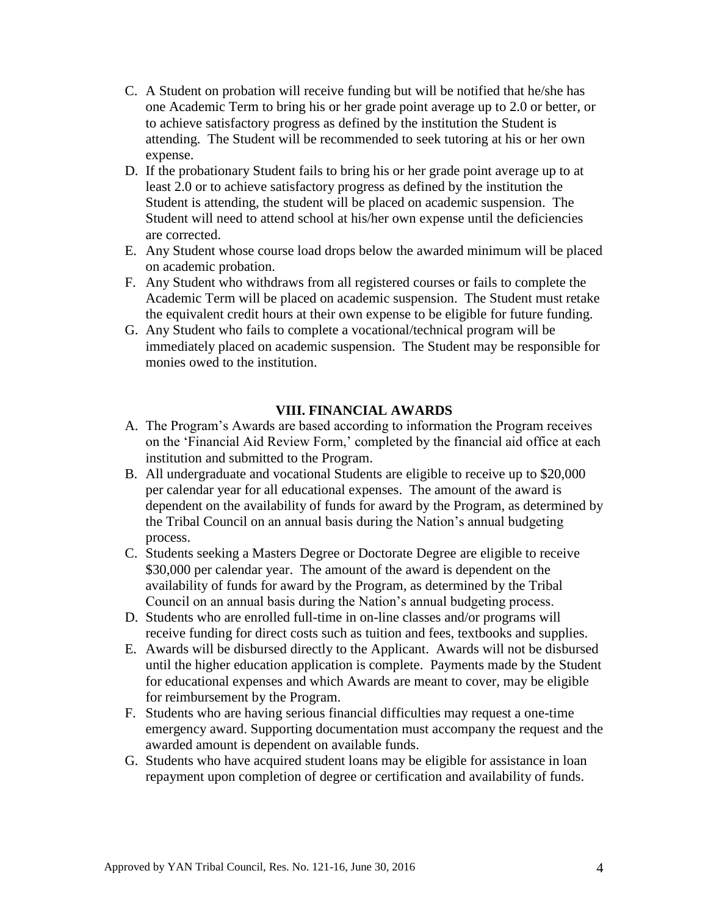C. A Student on probation will receive funding but will be notified that he/she has one Academic Term to bring his or her grade point average up to 2.0 or better, or to achieve satisfactory progress as defined by the institution the Student is attending. The Student will be recommended to seek tutoring at his or her own expense.

D. If the probationary Student fails to bring his or her grade point average up to at least 2.0 or to achieve satisfactory progress as defined by the institution the Student is attending, the student will be placed on academic suspension. The Student will need to attend school at his/her own expense until the deficiencies are corrected.

E. Any Student whose course load drops below the awarded minimum will be placed on academic probation.

F. Any Student who withdraws from all registered courses or fails to complete the Academic Term will be placed on academic suspension. The Student must retake the equivalent credit hours at their own expense to be eligible for future funding.

G. Any Student who fails to complete a vocational/technical program will be immediately placed on academic suspension. The Student may be responsible for monies owed to the institution.

## VIII. FINANCIAL AWARDS

A. The Program's Awards are based according to information the Program receives on the 'Financial Aid Review Form,' completed by the financial aid office at each institution and submitted to the Program.

B. All undergraduate and vocational Students are eligible to receive up to $20,000 per calendar year for all educational expenses. The amount of the award is dependent on the availability of funds for award by the Program, as determined by the Tribal Council on an annual basis during the Nation's annual budgeting process.

C. Students seeking a Masters Degree or Doctorate Degree are eligible to receive $30,000 per calendar year. The amount of the award is dependent on the availability of funds for award by the Program, as determined by the Tribal Council on an annual basis during the Nation's annual budgeting process.

D. Students who are enrolled full-time in on-line classes and/or programs will receive funding for direct costs such as tuition and fees, textbooks and supplies.

E. Awards will be disbursed directly to the Applicant. Awards will not be disbursed until the higher education application is complete. Payments made by the Student for educational expenses and which Awards are meant to cover, may be eligible for reimbursement by the Program.

F. Students who are having serious financial difficulties may request a one-time emergency award. Supporting documentation must accompany the request and the awarded amount is dependent on available funds.

G. Students who have acquired student loans may be eligible for assistance in loan repayment upon completion of degree or certification and availability of funds.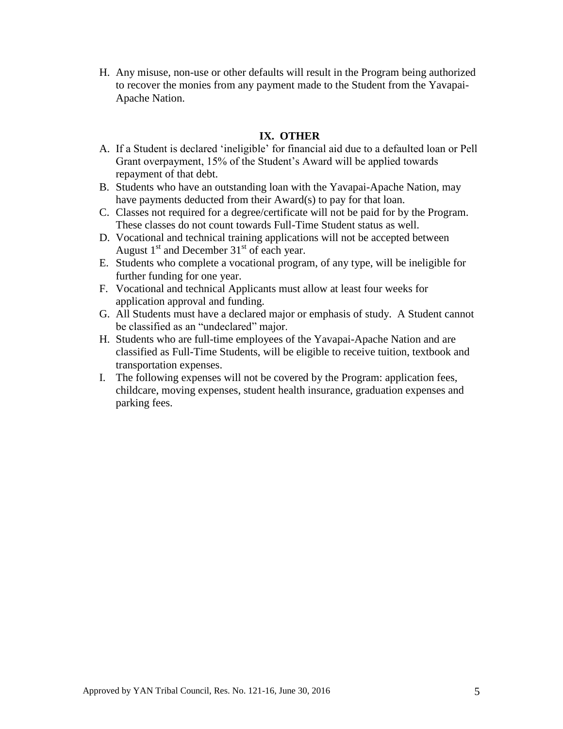H. Any misuse, non-use or other defaults will result in the Program being authorized to recover the monies from any payment made to the Student from the Yavapai-Apache Nation.

## IX. OTHER

A. If a Student is declared 'ineligible' for financial aid due to a defaulted loan or Pell Grant overpayment, 15% of the Student's Award will be applied towards repayment of that debt.
B. Students who have an outstanding loan with the Yavapai-Apache Nation, may have payments deducted from their Award(s) to pay for that loan.
C. Classes not required for a degree/certificate will not be paid for by the Program. These classes do not count towards Full-Time Student status as well.
D. Vocational and technical training applications will not be accepted between August 1st and December 31st of each year.
E. Students who complete a vocational program, of any type, will be ineligible for further funding for one year.
F. Vocational and technical Applicants must allow at least four weeks for application approval and funding.
G. All Students must have a declared major or emphasis of study. A Student cannot be classified as an "undeclared" major.
H. Students who are full-time employees of the Yavapai-Apache Nation and are classified as Full-Time Students, will be eligible to receive tuition, textbook and transportation expenses.
I. The following expenses will not be covered by the Program: application fees, childcare, moving expenses, student health insurance, graduation expenses and parking fees.